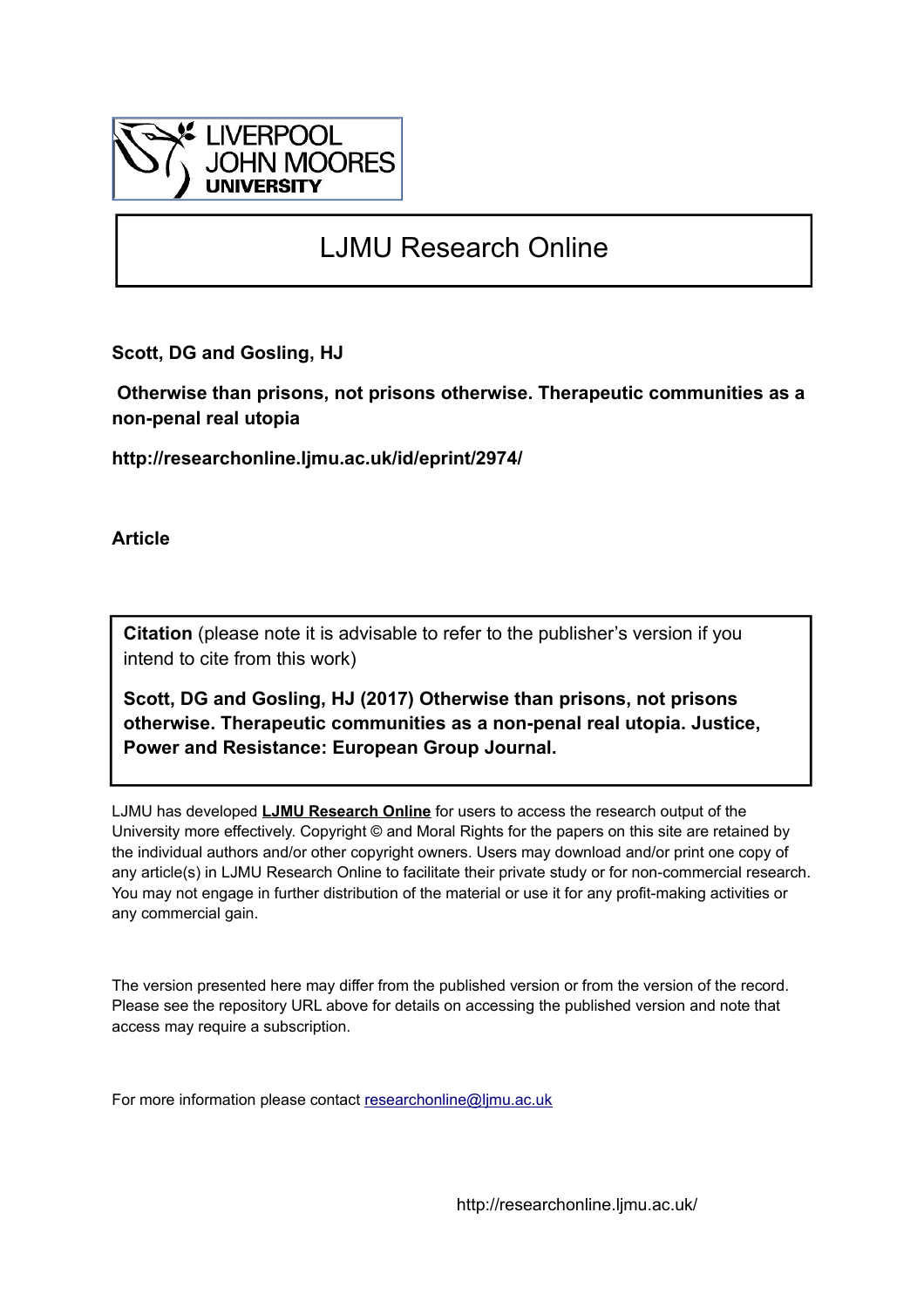LIVERPOOL JOHN MOORES UNIVERSITY

# LJMU Research Online

**Scott, DG and Gosling, HJ**

**Otherwise than prisons, not prisons otherwise. Therapeutic communities as a non-penal real utopia**

**http://researchonline.ljmu.ac.uk/id/eprint/2974/**

**Article**

**Citation** (please note it is advisable to refer to the publisher's version if you intend to cite from this work)

**Scott, DG and Gosling, HJ (2017) Otherwise than prisons, not prisons otherwise. Therapeutic communities as a non-penal real utopia. Justice, Power and Resistance: European Group Journal.**

LJMU has developed **LJMU Research Online** for users to access the research output of the University more effectively. Copyright © and Moral Rights for the papers on this site are retained by the individual authors and/or other copyright owners. Users may download and/or print one copy of any article(s) in LJMU Research Online to facilitate their private study or for non-commercial research. You may not engage in further distribution of the material or use it for any profit-making activities or any commercial gain.

The version presented here may differ from the published version or from the version of the record. Please see the repository URL above for details on accessing the published version and note that access may require a subscription.

For more information please contact researchonline@ljmu.ac.uk

http://researchonline.ljmu.ac.uk/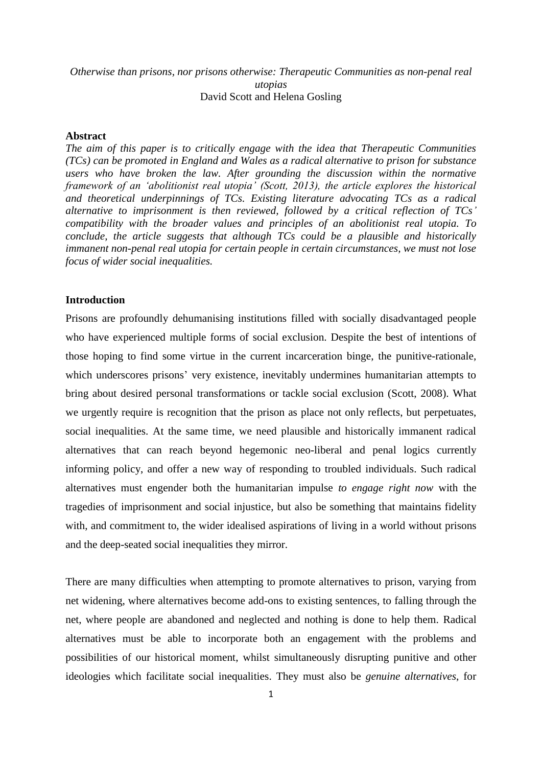*Otherwise than prisons, nor prisons otherwise: Therapeutic Communities as non-penal real utopias*
David Scott and Helena Gosling

**Abstract**

*The aim of this paper is to critically engage with the idea that Therapeutic Communities (TCs) can be promoted in England and Wales as a radical alternative to prison for substance users who have broken the law. After grounding the discussion within the normative framework of an 'abolitionist real utopia' (Scott, 2013), the article explores the historical and theoretical underpinnings of TCs. Existing literature advocating TCs as a radical alternative to imprisonment is then reviewed, followed by a critical reflection of TCs' compatibility with the broader values and principles of an abolitionist real utopia. To conclude, the article suggests that although TCs could be a plausible and historically immanent non-penal real utopia for certain people in certain circumstances, we must not lose focus of wider social inequalities.*

**Introduction**

Prisons are profoundly dehumanising institutions filled with socially disadvantaged people who have experienced multiple forms of social exclusion. Despite the best of intentions of those hoping to find some virtue in the current incarceration binge, the punitive-rationale, which underscores prisons' very existence, inevitably undermines humanitarian attempts to bring about desired personal transformations or tackle social exclusion (Scott, 2008). What we urgently require is recognition that the prison as place not only reflects, but perpetuates, social inequalities. At the same time, we need plausible and historically immanent radical alternatives that can reach beyond hegemonic neo-liberal and penal logics currently informing policy, and offer a new way of responding to troubled individuals. Such radical alternatives must engender both the humanitarian impulse *to engage right now* with the tragedies of imprisonment and social injustice, but also be something that maintains fidelity with, and commitment to, the wider idealised aspirations of living in a world without prisons and the deep-seated social inequalities they mirror.

There are many difficulties when attempting to promote alternatives to prison, varying from net widening, where alternatives become add-ons to existing sentences, to falling through the net, where people are abandoned and neglected and nothing is done to help them. Radical alternatives must be able to incorporate both an engagement with the problems and possibilities of our historical moment, whilst simultaneously disrupting punitive and other ideologies which facilitate social inequalities. They must also be *genuine alternatives*, for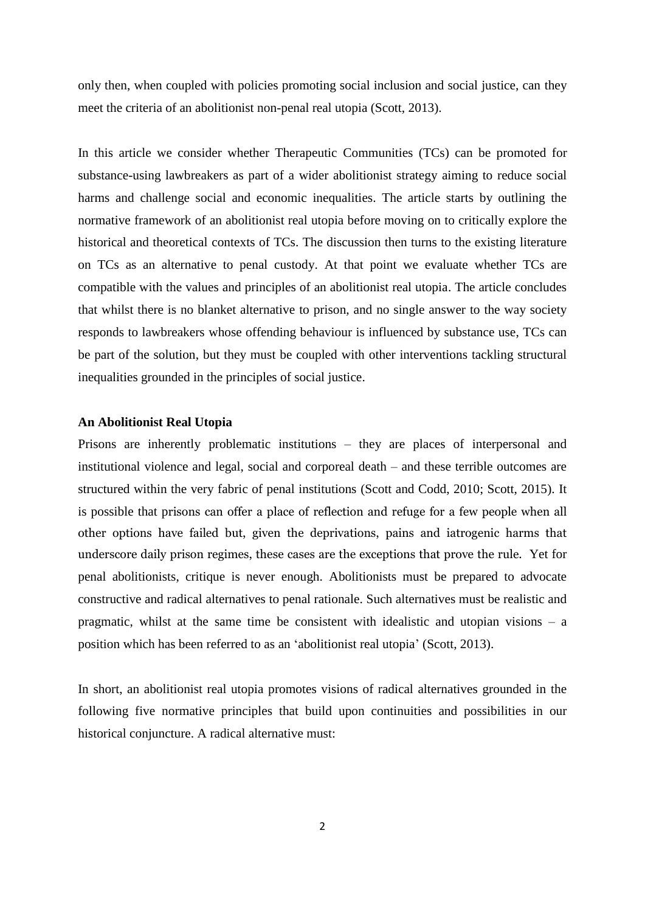only then, when coupled with policies promoting social inclusion and social justice, can they meet the criteria of an abolitionist non-penal real utopia (Scott, 2013).

In this article we consider whether Therapeutic Communities (TCs) can be promoted for substance-using lawbreakers as part of a wider abolitionist strategy aiming to reduce social harms and challenge social and economic inequalities. The article starts by outlining the normative framework of an abolitionist real utopia before moving on to critically explore the historical and theoretical contexts of TCs. The discussion then turns to the existing literature on TCs as an alternative to penal custody. At that point we evaluate whether TCs are compatible with the values and principles of an abolitionist real utopia. The article concludes that whilst there is no blanket alternative to prison, and no single answer to the way society responds to lawbreakers whose offending behaviour is influenced by substance use, TCs can be part of the solution, but they must be coupled with other interventions tackling structural inequalities grounded in the principles of social justice.

**An Abolitionist Real Utopia**

Prisons are inherently problematic institutions – they are places of interpersonal and institutional violence and legal, social and corporeal death – and these terrible outcomes are structured within the very fabric of penal institutions (Scott and Codd, 2010; Scott, 2015). It is possible that prisons can offer a place of reflection and refuge for a few people when all other options have failed but, given the deprivations, pains and iatrogenic harms that underscore daily prison regimes, these cases are the exceptions that prove the rule. Yet for penal abolitionists, critique is never enough. Abolitionists must be prepared to advocate constructive and radical alternatives to penal rationale. Such alternatives must be realistic and pragmatic, whilst at the same time be consistent with idealistic and utopian visions – a position which has been referred to as an 'abolitionist real utopia' (Scott, 2013).

In short, an abolitionist real utopia promotes visions of radical alternatives grounded in the following five normative principles that build upon continuities and possibilities in our historical conjuncture. A radical alternative must: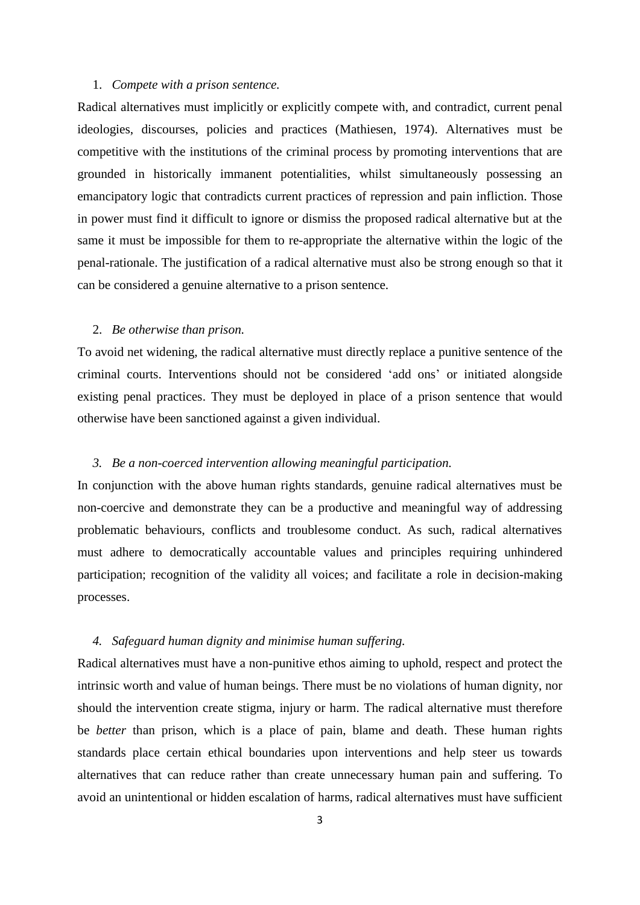1. *Compete with a prison sentence.*

Radical alternatives must implicitly or explicitly compete with, and contradict, current penal ideologies, discourses, policies and practices (Mathiesen, 1974). Alternatives must be competitive with the institutions of the criminal process by promoting interventions that are grounded in historically immanent potentialities, whilst simultaneously possessing an emancipatory logic that contradicts current practices of repression and pain infliction. Those in power must find it difficult to ignore or dismiss the proposed radical alternative but at the same it must be impossible for them to re-appropriate the alternative within the logic of the penal-rationale. The justification of a radical alternative must also be strong enough so that it can be considered a genuine alternative to a prison sentence.

2. *Be otherwise than prison.*

To avoid net widening, the radical alternative must directly replace a punitive sentence of the criminal courts. Interventions should not be considered 'add ons' or initiated alongside existing penal practices. They must be deployed in place of a prison sentence that would otherwise have been sanctioned against a given individual.

3. *Be a non-coerced intervention allowing meaningful participation.*

In conjunction with the above human rights standards, genuine radical alternatives must be non-coercive and demonstrate they can be a productive and meaningful way of addressing problematic behaviours, conflicts and troublesome conduct. As such, radical alternatives must adhere to democratically accountable values and principles requiring unhindered participation; recognition of the validity all voices; and facilitate a role in decision-making processes.

4. *Safeguard human dignity and minimise human suffering.*

Radical alternatives must have a non-punitive ethos aiming to uphold, respect and protect the intrinsic worth and value of human beings. There must be no violations of human dignity, nor should the intervention create stigma, injury or harm. The radical alternative must therefore be *better* than prison, which is a place of pain, blame and death. These human rights standards place certain ethical boundaries upon interventions and help steer us towards alternatives that can reduce rather than create unnecessary human pain and suffering. To avoid an unintentional or hidden escalation of harms, radical alternatives must have sufficient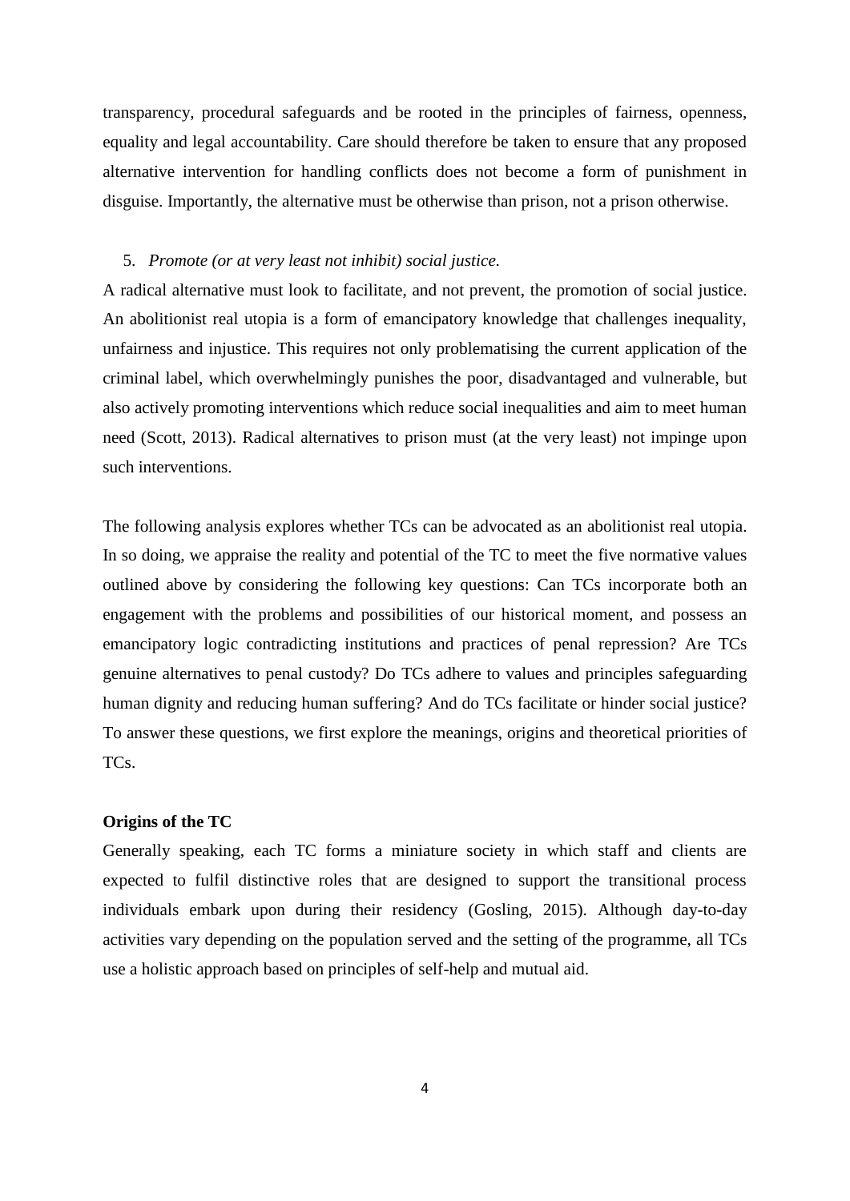transparency, procedural safeguards and be rooted in the principles of fairness, openness, equality and legal accountability. Care should therefore be taken to ensure that any proposed alternative intervention for handling conflicts does not become a form of punishment in disguise. Importantly, the alternative must be otherwise than prison, not a prison otherwise.

5. *Promote (or at very least not inhibit) social justice.*

A radical alternative must look to facilitate, and not prevent, the promotion of social justice. An abolitionist real utopia is a form of emancipatory knowledge that challenges inequality, unfairness and injustice. This requires not only problematising the current application of the criminal label, which overwhelmingly punishes the poor, disadvantaged and vulnerable, but also actively promoting interventions which reduce social inequalities and aim to meet human need (Scott, 2013). Radical alternatives to prison must (at the very least) not impinge upon such interventions.

The following analysis explores whether TCs can be advocated as an abolitionist real utopia. In so doing, we appraise the reality and potential of the TC to meet the five normative values outlined above by considering the following key questions: Can TCs incorporate both an engagement with the problems and possibilities of our historical moment, and possess an emancipatory logic contradicting institutions and practices of penal repression? Are TCs genuine alternatives to penal custody? Do TCs adhere to values and principles safeguarding human dignity and reducing human suffering? And do TCs facilitate or hinder social justice? To answer these questions, we first explore the meanings, origins and theoretical priorities of TCs.

**Origins of the TC**

Generally speaking, each TC forms a miniature society in which staff and clients are expected to fulfil distinctive roles that are designed to support the transitional process individuals embark upon during their residency (Gosling, 2015). Although day-to-day activities vary depending on the population served and the setting of the programme, all TCs use a holistic approach based on principles of self-help and mutual aid.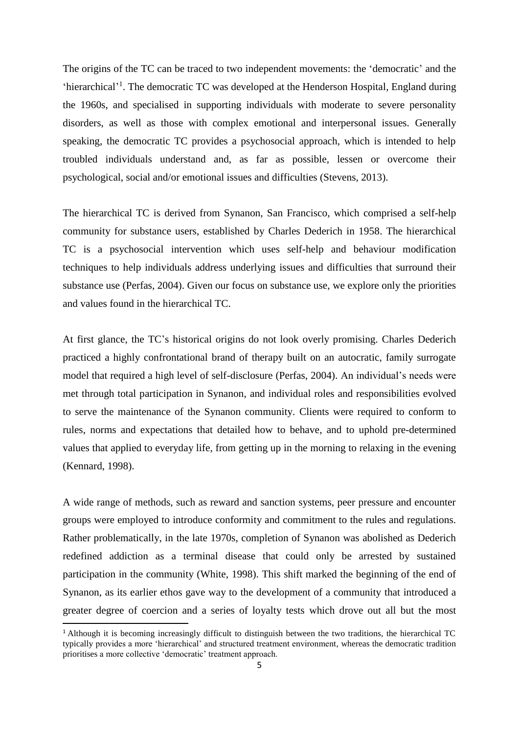The origins of the TC can be traced to two independent movements: the 'democratic' and the 'hierarchical'[1]. The democratic TC was developed at the Henderson Hospital, England during the 1960s, and specialised in supporting individuals with moderate to severe personality disorders, as well as those with complex emotional and interpersonal issues. Generally speaking, the democratic TC provides a psychosocial approach, which is intended to help troubled individuals understand and, as far as possible, lessen or overcome their psychological, social and/or emotional issues and difficulties (Stevens, 2013).

The hierarchical TC is derived from Synanon, San Francisco, which comprised a self-help community for substance users, established by Charles Dederich in 1958. The hierarchical TC is a psychosocial intervention which uses self-help and behaviour modification techniques to help individuals address underlying issues and difficulties that surround their substance use (Perfas, 2004). Given our focus on substance use, we explore only the priorities and values found in the hierarchical TC.

At first glance, the TC's historical origins do not look overly promising. Charles Dederich practiced a highly confrontational brand of therapy built on an autocratic, family surrogate model that required a high level of self-disclosure (Perfas, 2004). An individual's needs were met through total participation in Synanon, and individual roles and responsibilities evolved to serve the maintenance of the Synanon community. Clients were required to conform to rules, norms and expectations that detailed how to behave, and to uphold pre-determined values that applied to everyday life, from getting up in the morning to relaxing in the evening (Kennard, 1998).

A wide range of methods, such as reward and sanction systems, peer pressure and encounter groups were employed to introduce conformity and commitment to the rules and regulations. Rather problematically, in the late 1970s, completion of Synanon was abolished as Dederich redefined addiction as a terminal disease that could only be arrested by sustained participation in the community (White, 1998). This shift marked the beginning of the end of Synanon, as its earlier ethos gave way to the development of a community that introduced a greater degree of coercion and a series of loyalty tests which drove out all but the most

[1] Although it is becoming increasingly difficult to distinguish between the two traditions, the hierarchical TC typically provides a more 'hierarchical' and structured treatment environment, whereas the democratic tradition prioritises a more collective 'democratic' treatment approach.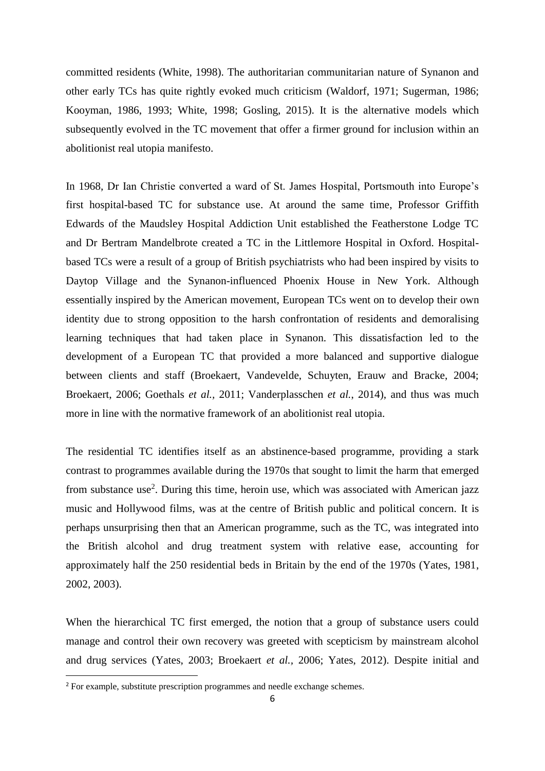committed residents (White, 1998). The authoritarian communitarian nature of Synanon and other early TCs has quite rightly evoked much criticism (Waldorf, 1971; Sugerman, 1986; Kooyman, 1986, 1993; White, 1998; Gosling, 2015). It is the alternative models which subsequently evolved in the TC movement that offer a firmer ground for inclusion within an abolitionist real utopia manifesto.

In 1968, Dr Ian Christie converted a ward of St. James Hospital, Portsmouth into Europe's first hospital-based TC for substance use. At around the same time, Professor Griffith Edwards of the Maudsley Hospital Addiction Unit established the Featherstone Lodge TC and Dr Bertram Mandelbrote created a TC in the Littlemore Hospital in Oxford. Hospital-based TCs were a result of a group of British psychiatrists who had been inspired by visits to Daytop Village and the Synanon-influenced Phoenix House in New York. Although essentially inspired by the American movement, European TCs went on to develop their own identity due to strong opposition to the harsh confrontation of residents and demoralising learning techniques that had taken place in Synanon. This dissatisfaction led to the development of a European TC that provided a more balanced and supportive dialogue between clients and staff (Broekaert, Vandevelde, Schuyten, Erauw and Bracke, 2004; Broekaert, 2006; Goethals *et al.,* 2011; Vanderplasschen *et al.,* 2014), and thus was much more in line with the normative framework of an abolitionist real utopia.

The residential TC identifies itself as an abstinence-based programme, providing a stark contrast to programmes available during the 1970s that sought to limit the harm that emerged from substance use[2]. During this time, heroin use, which was associated with American jazz music and Hollywood films, was at the centre of British public and political concern. It is perhaps unsurprising then that an American programme, such as the TC, was integrated into the British alcohol and drug treatment system with relative ease, accounting for approximately half the 250 residential beds in Britain by the end of the 1970s (Yates, 1981, 2002, 2003).

When the hierarchical TC first emerged, the notion that a group of substance users could manage and control their own recovery was greeted with scepticism by mainstream alcohol and drug services (Yates, 2003; Broekaert *et al.,* 2006; Yates, 2012). Despite initial and

[2] For example, substitute prescription programmes and needle exchange schemes.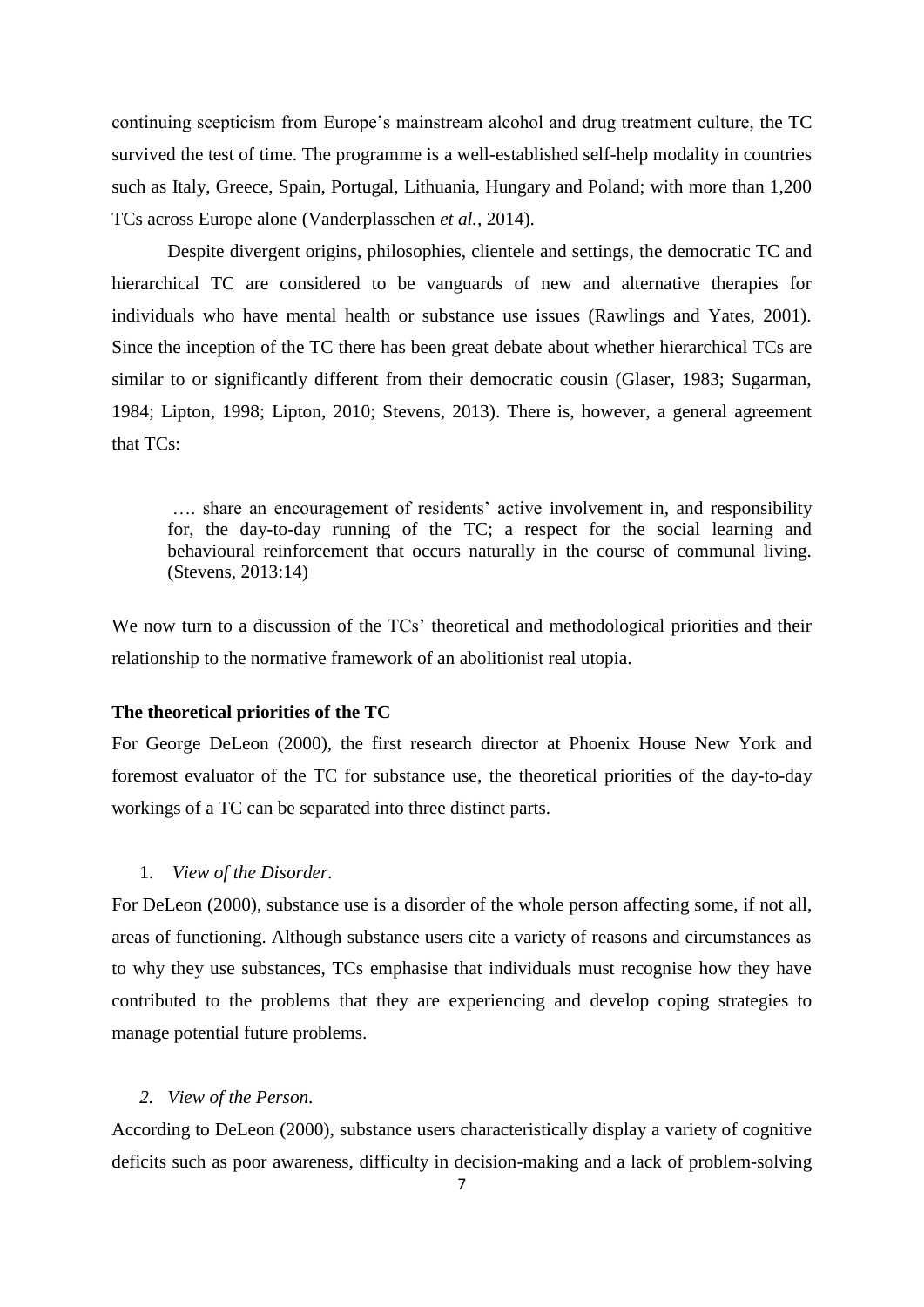continuing scepticism from Europe's mainstream alcohol and drug treatment culture, the TC survived the test of time. The programme is a well-established self-help modality in countries such as Italy, Greece, Spain, Portugal, Lithuania, Hungary and Poland; with more than 1,200 TCs across Europe alone (Vanderplasschen *et al.*, 2014).

Despite divergent origins, philosophies, clientele and settings, the democratic TC and hierarchical TC are considered to be vanguards of new and alternative therapies for individuals who have mental health or substance use issues (Rawlings and Yates, 2001). Since the inception of the TC there has been great debate about whether hierarchical TCs are similar to or significantly different from their democratic cousin (Glaser, 1983; Sugarman, 1984; Lipton, 1998; Lipton, 2010; Stevens, 2013). There is, however, a general agreement that TCs:

> …. share an encouragement of residents' active involvement in, and responsibility for, the day-to-day running of the TC; a respect for the social learning and behavioural reinforcement that occurs naturally in the course of communal living. (Stevens, 2013:14)

We now turn to a discussion of the TCs' theoretical and methodological priorities and their relationship to the normative framework of an abolitionist real utopia.

**The theoretical priorities of the TC**

For George DeLeon (2000), the first research director at Phoenix House New York and foremost evaluator of the TC for substance use, the theoretical priorities of the day-to-day workings of a TC can be separated into three distinct parts.

1. *View of the Disorder.*

For DeLeon (2000), substance use is a disorder of the whole person affecting some, if not all, areas of functioning. Although substance users cite a variety of reasons and circumstances as to why they use substances, TCs emphasise that individuals must recognise how they have contributed to the problems that they are experiencing and develop coping strategies to manage potential future problems.

2. *View of the Person.*

According to DeLeon (2000), substance users characteristically display a variety of cognitive deficits such as poor awareness, difficulty in decision-making and a lack of problem-solving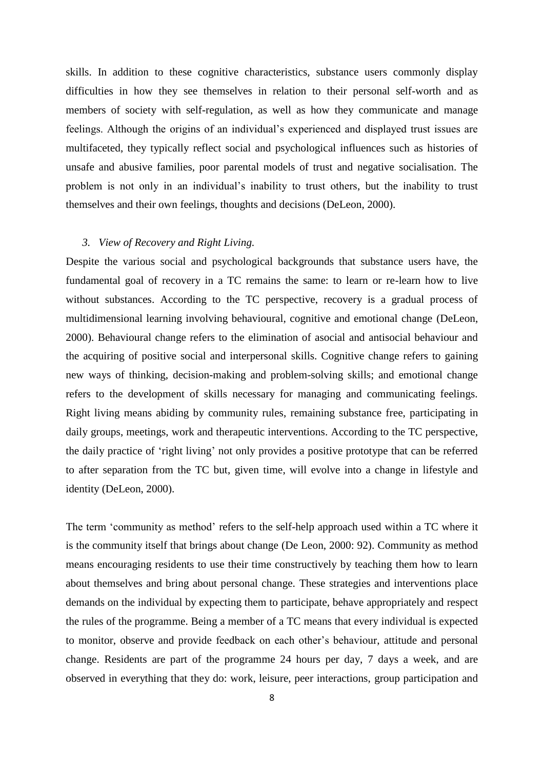skills. In addition to these cognitive characteristics, substance users commonly display difficulties in how they see themselves in relation to their personal self-worth and as members of society with self-regulation, as well as how they communicate and manage feelings. Although the origins of an individual's experienced and displayed trust issues are multifaceted, they typically reflect social and psychological influences such as histories of unsafe and abusive families, poor parental models of trust and negative socialisation. The problem is not only in an individual's inability to trust others, but the inability to trust themselves and their own feelings, thoughts and decisions (DeLeon, 2000).

*3. View of Recovery and Right Living.*

Despite the various social and psychological backgrounds that substance users have, the fundamental goal of recovery in a TC remains the same: to learn or re-learn how to live without substances. According to the TC perspective, recovery is a gradual process of multidimensional learning involving behavioural, cognitive and emotional change (DeLeon, 2000). Behavioural change refers to the elimination of asocial and antisocial behaviour and the acquiring of positive social and interpersonal skills. Cognitive change refers to gaining new ways of thinking, decision-making and problem-solving skills; and emotional change refers to the development of skills necessary for managing and communicating feelings. Right living means abiding by community rules, remaining substance free, participating in daily groups, meetings, work and therapeutic interventions. According to the TC perspective, the daily practice of 'right living' not only provides a positive prototype that can be referred to after separation from the TC but, given time, will evolve into a change in lifestyle and identity (DeLeon, 2000).

The term 'community as method' refers to the self-help approach used within a TC where it is the community itself that brings about change (De Leon, 2000: 92). Community as method means encouraging residents to use their time constructively by teaching them how to learn about themselves and bring about personal change. These strategies and interventions place demands on the individual by expecting them to participate, behave appropriately and respect the rules of the programme. Being a member of a TC means that every individual is expected to monitor, observe and provide feedback on each other's behaviour, attitude and personal change. Residents are part of the programme 24 hours per day, 7 days a week, and are observed in everything that they do: work, leisure, peer interactions, group participation and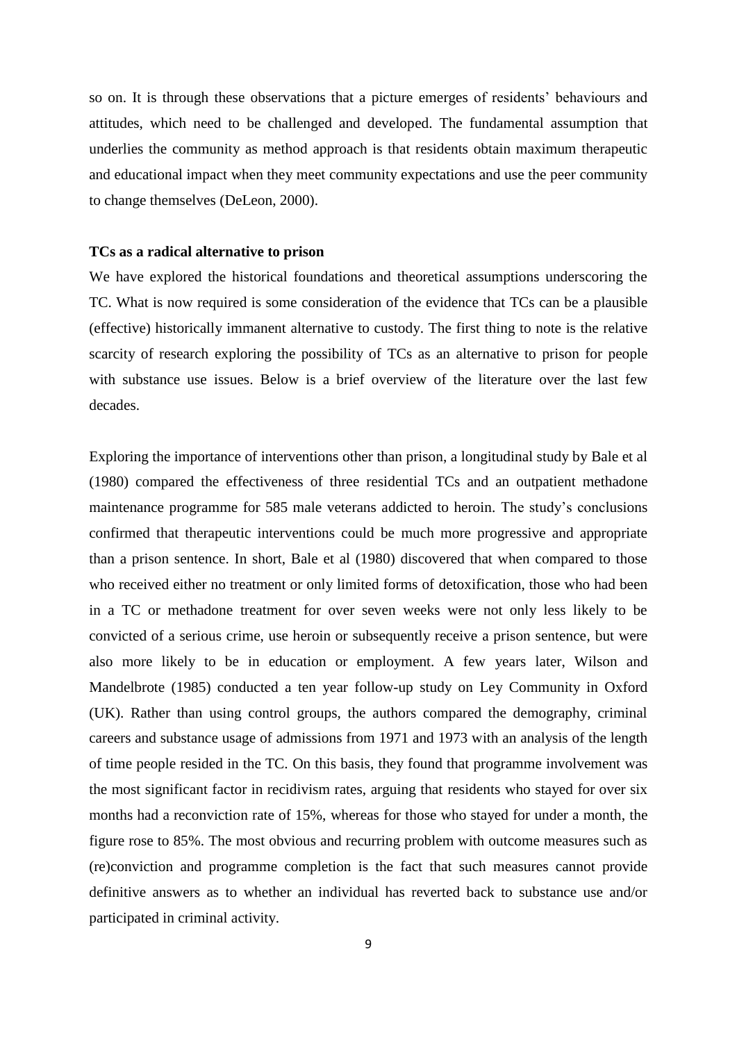so on. It is through these observations that a picture emerges of residents' behaviours and attitudes, which need to be challenged and developed. The fundamental assumption that underlies the community as method approach is that residents obtain maximum therapeutic and educational impact when they meet community expectations and use the peer community to change themselves (DeLeon, 2000).

**TCs as a radical alternative to prison**

We have explored the historical foundations and theoretical assumptions underscoring the TC. What is now required is some consideration of the evidence that TCs can be a plausible (effective) historically immanent alternative to custody. The first thing to note is the relative scarcity of research exploring the possibility of TCs as an alternative to prison for people with substance use issues. Below is a brief overview of the literature over the last few decades.

Exploring the importance of interventions other than prison, a longitudinal study by Bale et al (1980) compared the effectiveness of three residential TCs and an outpatient methadone maintenance programme for 585 male veterans addicted to heroin. The study's conclusions confirmed that therapeutic interventions could be much more progressive and appropriate than a prison sentence. In short, Bale et al (1980) discovered that when compared to those who received either no treatment or only limited forms of detoxification, those who had been in a TC or methadone treatment for over seven weeks were not only less likely to be convicted of a serious crime, use heroin or subsequently receive a prison sentence, but were also more likely to be in education or employment. A few years later, Wilson and Mandelbrote (1985) conducted a ten year follow-up study on Ley Community in Oxford (UK). Rather than using control groups, the authors compared the demography, criminal careers and substance usage of admissions from 1971 and 1973 with an analysis of the length of time people resided in the TC. On this basis, they found that programme involvement was the most significant factor in recidivism rates, arguing that residents who stayed for over six months had a reconviction rate of 15%, whereas for those who stayed for under a month, the figure rose to 85%. The most obvious and recurring problem with outcome measures such as (re)conviction and programme completion is the fact that such measures cannot provide definitive answers as to whether an individual has reverted back to substance use and/or participated in criminal activity.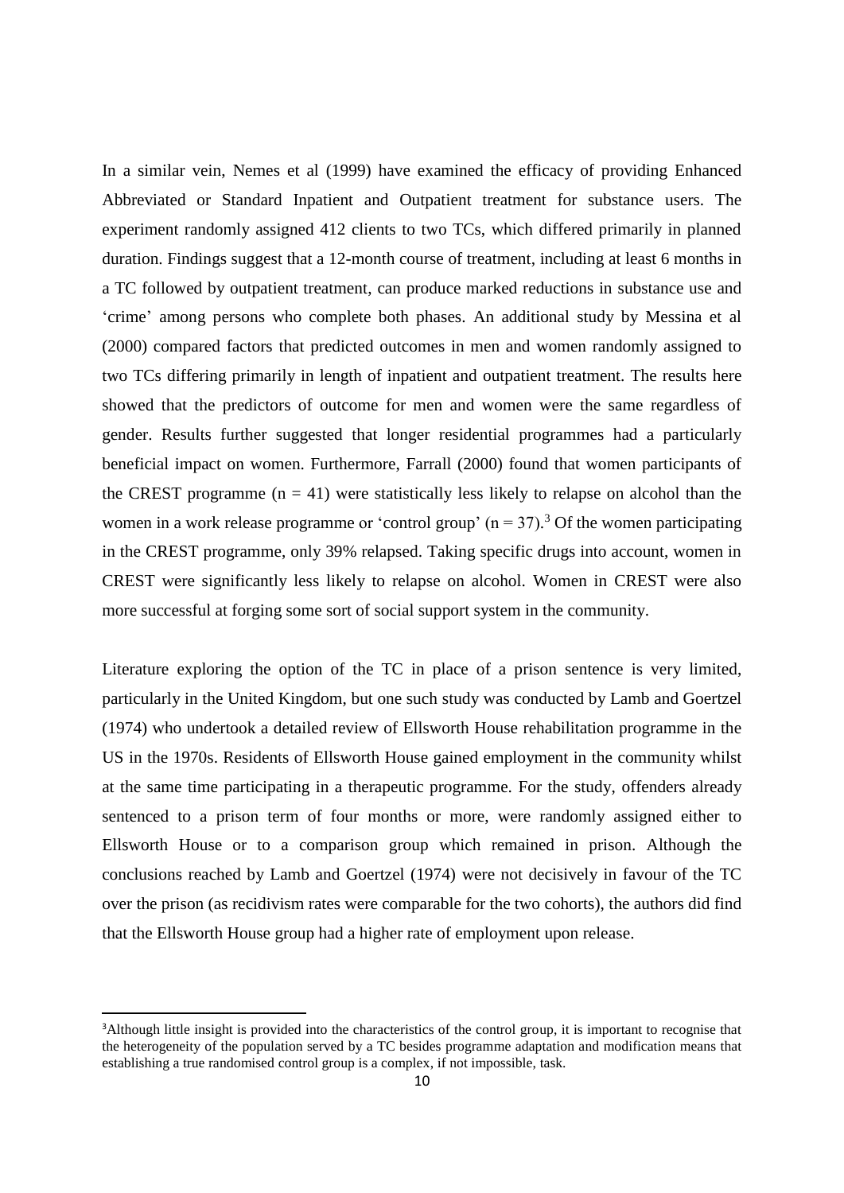In a similar vein, Nemes et al (1999) have examined the efficacy of providing Enhanced Abbreviated or Standard Inpatient and Outpatient treatment for substance users. The experiment randomly assigned 412 clients to two TCs, which differed primarily in planned duration. Findings suggest that a 12-month course of treatment, including at least 6 months in a TC followed by outpatient treatment, can produce marked reductions in substance use and 'crime' among persons who complete both phases. An additional study by Messina et al (2000) compared factors that predicted outcomes in men and women randomly assigned to two TCs differing primarily in length of inpatient and outpatient treatment. The results here showed that the predictors of outcome for men and women were the same regardless of gender. Results further suggested that longer residential programmes had a particularly beneficial impact on women. Furthermore, Farrall (2000) found that women participants of the CREST programme ($n = 41$) were statistically less likely to relapse on alcohol than the women in a work release programme or 'control group' ($n = 37$).[3] Of the women participating in the CREST programme, only 39% relapsed. Taking specific drugs into account, women in CREST were significantly less likely to relapse on alcohol. Women in CREST were also more successful at forging some sort of social support system in the community.

Literature exploring the option of the TC in place of a prison sentence is very limited, particularly in the United Kingdom, but one such study was conducted by Lamb and Goertzel (1974) who undertook a detailed review of Ellsworth House rehabilitation programme in the US in the 1970s. Residents of Ellsworth House gained employment in the community whilst at the same time participating in a therapeutic programme. For the study, offenders already sentenced to a prison term of four months or more, were randomly assigned either to Ellsworth House or to a comparison group which remained in prison. Although the conclusions reached by Lamb and Goertzel (1974) were not decisively in favour of the TC over the prison (as recidivism rates were comparable for the two cohorts), the authors did find that the Ellsworth House group had a higher rate of employment upon release.

[3] Although little insight is provided into the characteristics of the control group, it is important to recognise that the heterogeneity of the population served by a TC besides programme adaptation and modification means that establishing a true randomised control group is a complex, if not impossible, task.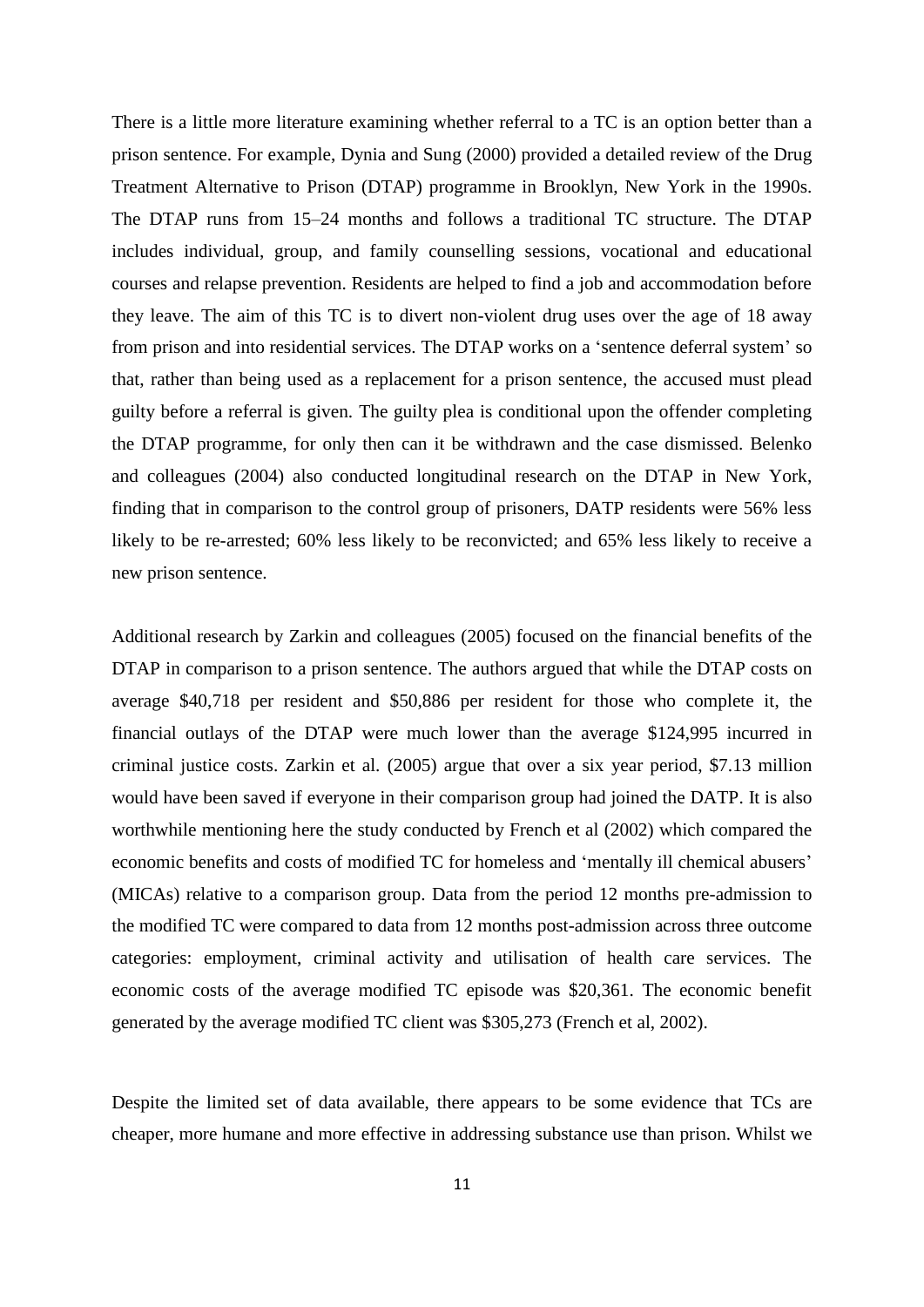There is a little more literature examining whether referral to a TC is an option better than a prison sentence. For example, Dynia and Sung (2000) provided a detailed review of the Drug Treatment Alternative to Prison (DTAP) programme in Brooklyn, New York in the 1990s. The DTAP runs from 15–24 months and follows a traditional TC structure. The DTAP includes individual, group, and family counselling sessions, vocational and educational courses and relapse prevention. Residents are helped to find a job and accommodation before they leave. The aim of this TC is to divert non-violent drug uses over the age of 18 away from prison and into residential services. The DTAP works on a 'sentence deferral system' so that, rather than being used as a replacement for a prison sentence, the accused must plead guilty before a referral is given. The guilty plea is conditional upon the offender completing the DTAP programme, for only then can it be withdrawn and the case dismissed. Belenko and colleagues (2004) also conducted longitudinal research on the DTAP in New York, finding that in comparison to the control group of prisoners, DATP residents were 56% less likely to be re-arrested; 60% less likely to be reconvicted; and 65% less likely to receive a new prison sentence.

Additional research by Zarkin and colleagues (2005) focused on the financial benefits of the DTAP in comparison to a prison sentence. The authors argued that while the DTAP costs on average $40,718 per resident and $50,886 per resident for those who complete it, the financial outlays of the DTAP were much lower than the average $124,995 incurred in criminal justice costs. Zarkin et al. (2005) argue that over a six year period, $7.13 million would have been saved if everyone in their comparison group had joined the DATP. It is also worthwhile mentioning here the study conducted by French et al (2002) which compared the economic benefits and costs of modified TC for homeless and 'mentally ill chemical abusers' (MICAs) relative to a comparison group. Data from the period 12 months pre-admission to the modified TC were compared to data from 12 months post-admission across three outcome categories: employment, criminal activity and utilisation of health care services. The economic costs of the average modified TC episode was $20,361. The economic benefit generated by the average modified TC client was $305,273 (French et al, 2002).

Despite the limited set of data available, there appears to be some evidence that TCs are cheaper, more humane and more effective in addressing substance use than prison. Whilst we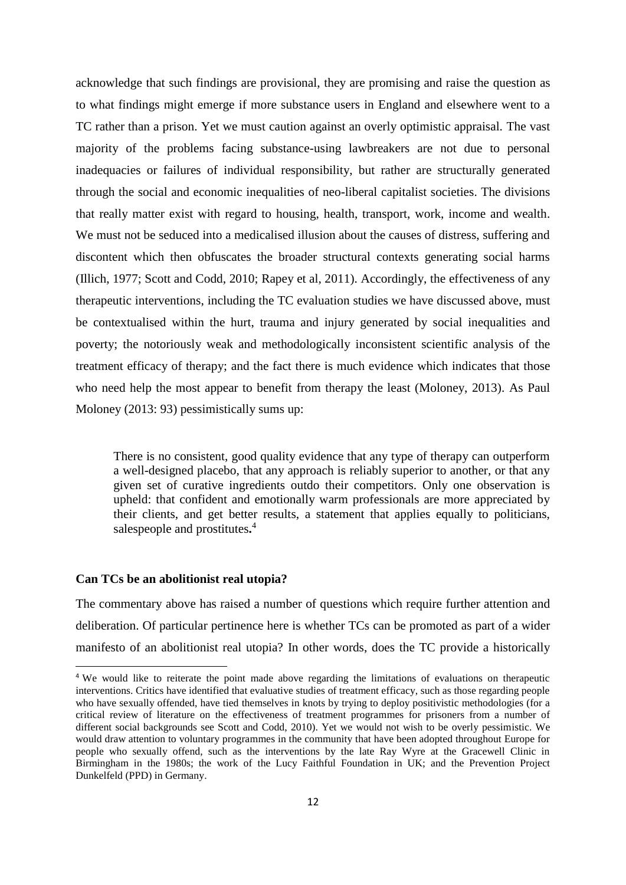acknowledge that such findings are provisional, they are promising and raise the question as to what findings might emerge if more substance users in England and elsewhere went to a TC rather than a prison. Yet we must caution against an overly optimistic appraisal. The vast majority of the problems facing substance-using lawbreakers are not due to personal inadequacies or failures of individual responsibility, but rather are structurally generated through the social and economic inequalities of neo-liberal capitalist societies. The divisions that really matter exist with regard to housing, health, transport, work, income and wealth. We must not be seduced into a medicalised illusion about the causes of distress, suffering and discontent which then obfuscates the broader structural contexts generating social harms (Illich, 1977; Scott and Codd, 2010; Rapey et al, 2011). Accordingly, the effectiveness of any therapeutic interventions, including the TC evaluation studies we have discussed above, must be contextualised within the hurt, trauma and injury generated by social inequalities and poverty; the notoriously weak and methodologically inconsistent scientific analysis of the treatment efficacy of therapy; and the fact there is much evidence which indicates that those who need help the most appear to benefit from therapy the least (Moloney, 2013). As Paul Moloney (2013: 93) pessimistically sums up:

> There is no consistent, good quality evidence that any type of therapy can outperform a well-designed placebo, that any approach is reliably superior to another, or that any given set of curative ingredients outdo their competitors. Only one observation is upheld: that confident and emotionally warm professionals are more appreciated by their clients, and get better results, a statement that applies equally to politicians, salespeople and prostitutes**.**[4]

**Can TCs be an abolitionist real utopia?**

The commentary above has raised a number of questions which require further attention and deliberation. Of particular pertinence here is whether TCs can be promoted as part of a wider manifesto of an abolitionist real utopia? In other words, does the TC provide a historically

[4] We would like to reiterate the point made above regarding the limitations of evaluations on therapeutic interventions. Critics have identified that evaluative studies of treatment efficacy, such as those regarding people who have sexually offended, have tied themselves in knots by trying to deploy positivistic methodologies (for a critical review of literature on the effectiveness of treatment programmes for prisoners from a number of different social backgrounds see Scott and Codd, 2010). Yet we would not wish to be overly pessimistic. We would draw attention to voluntary programmes in the community that have been adopted throughout Europe for people who sexually offend, such as the interventions by the late Ray Wyre at the Gracewell Clinic in Birmingham in the 1980s; the work of the Lucy Faithful Foundation in UK; and the Prevention Project Dunkelfeld (PPD) in Germany.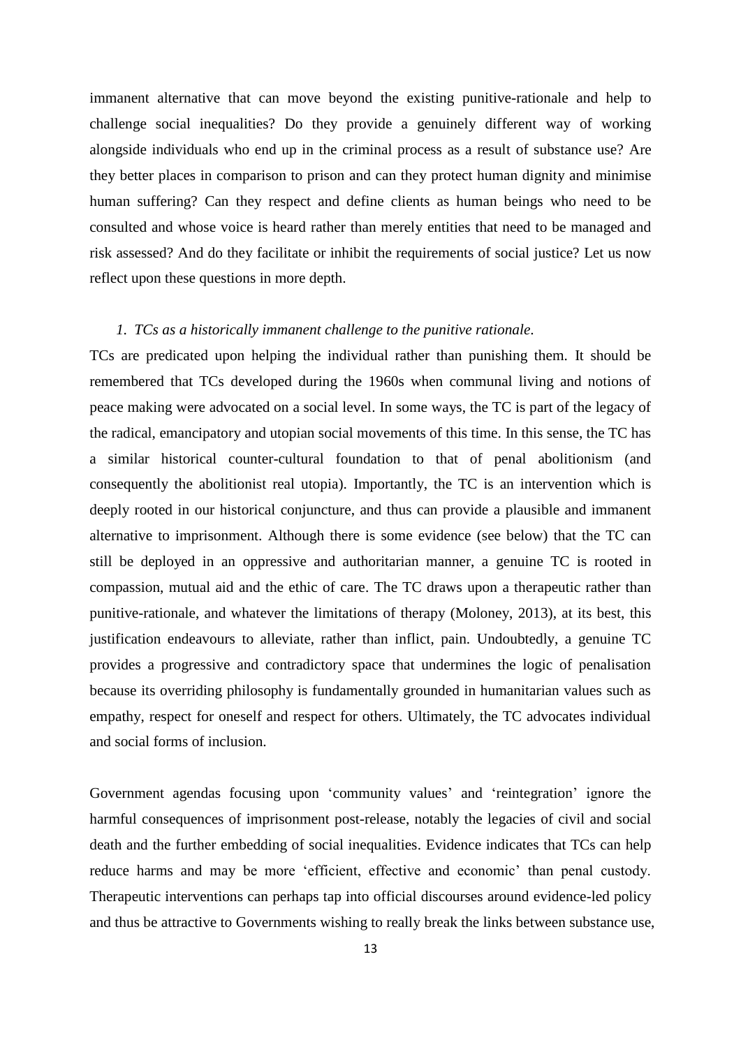immanent alternative that can move beyond the existing punitive-rationale and help to challenge social inequalities? Do they provide a genuinely different way of working alongside individuals who end up in the criminal process as a result of substance use? Are they better places in comparison to prison and can they protect human dignity and minimise human suffering? Can they respect and define clients as human beings who need to be consulted and whose voice is heard rather than merely entities that need to be managed and risk assessed? And do they facilitate or inhibit the requirements of social justice? Let us now reflect upon these questions in more depth.

*1. TCs as a historically immanent challenge to the punitive rationale.*

TCs are predicated upon helping the individual rather than punishing them. It should be remembered that TCs developed during the 1960s when communal living and notions of peace making were advocated on a social level. In some ways, the TC is part of the legacy of the radical, emancipatory and utopian social movements of this time. In this sense, the TC has a similar historical counter-cultural foundation to that of penal abolitionism (and consequently the abolitionist real utopia). Importantly, the TC is an intervention which is deeply rooted in our historical conjuncture, and thus can provide a plausible and immanent alternative to imprisonment. Although there is some evidence (see below) that the TC can still be deployed in an oppressive and authoritarian manner, a genuine TC is rooted in compassion, mutual aid and the ethic of care. The TC draws upon a therapeutic rather than punitive-rationale, and whatever the limitations of therapy (Moloney, 2013), at its best, this justification endeavours to alleviate, rather than inflict, pain. Undoubtedly, a genuine TC provides a progressive and contradictory space that undermines the logic of penalisation because its overriding philosophy is fundamentally grounded in humanitarian values such as empathy, respect for oneself and respect for others. Ultimately, the TC advocates individual and social forms of inclusion.

Government agendas focusing upon 'community values' and 'reintegration' ignore the harmful consequences of imprisonment post-release, notably the legacies of civil and social death and the further embedding of social inequalities. Evidence indicates that TCs can help reduce harms and may be more 'efficient, effective and economic' than penal custody. Therapeutic interventions can perhaps tap into official discourses around evidence-led policy and thus be attractive to Governments wishing to really break the links between substance use,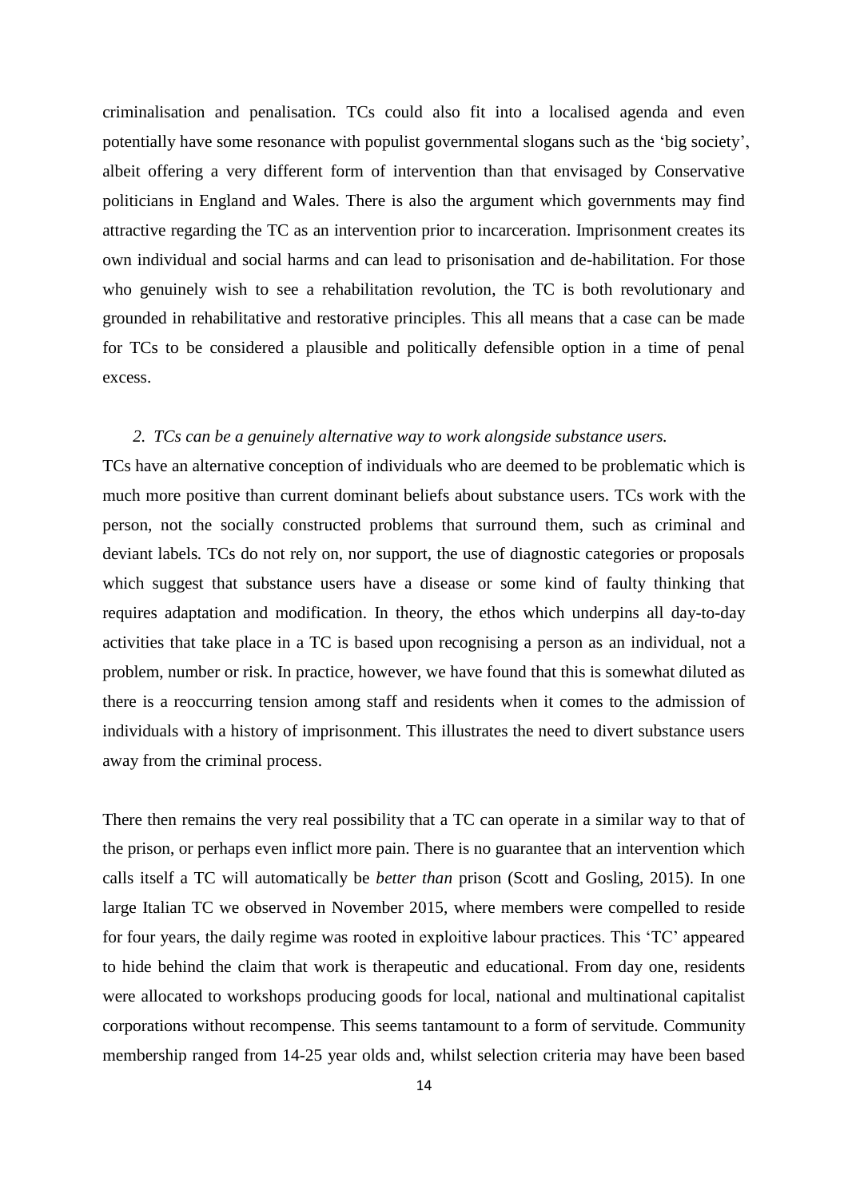criminalisation and penalisation. TCs could also fit into a localised agenda and even potentially have some resonance with populist governmental slogans such as the 'big society', albeit offering a very different form of intervention than that envisaged by Conservative politicians in England and Wales. There is also the argument which governments may find attractive regarding the TC as an intervention prior to incarceration. Imprisonment creates its own individual and social harms and can lead to prisonisation and de-habilitation. For those who genuinely wish to see a rehabilitation revolution, the TC is both revolutionary and grounded in rehabilitative and restorative principles. This all means that a case can be made for TCs to be considered a plausible and politically defensible option in a time of penal excess.

*2. TCs can be a genuinely alternative way to work alongside substance users.*

TCs have an alternative conception of individuals who are deemed to be problematic which is much more positive than current dominant beliefs about substance users. TCs work with the person, not the socially constructed problems that surround them, such as criminal and deviant labels. TCs do not rely on, nor support, the use of diagnostic categories or proposals which suggest that substance users have a disease or some kind of faulty thinking that requires adaptation and modification. In theory, the ethos which underpins all day-to-day activities that take place in a TC is based upon recognising a person as an individual, not a problem, number or risk. In practice, however, we have found that this is somewhat diluted as there is a reoccurring tension among staff and residents when it comes to the admission of individuals with a history of imprisonment. This illustrates the need to divert substance users away from the criminal process.

There then remains the very real possibility that a TC can operate in a similar way to that of the prison, or perhaps even inflict more pain. There is no guarantee that an intervention which calls itself a TC will automatically be *better than* prison (Scott and Gosling, 2015). In one large Italian TC we observed in November 2015, where members were compelled to reside for four years, the daily regime was rooted in exploitive labour practices. This 'TC' appeared to hide behind the claim that work is therapeutic and educational. From day one, residents were allocated to workshops producing goods for local, national and multinational capitalist corporations without recompense. This seems tantamount to a form of servitude. Community membership ranged from 14-25 year olds and, whilst selection criteria may have been based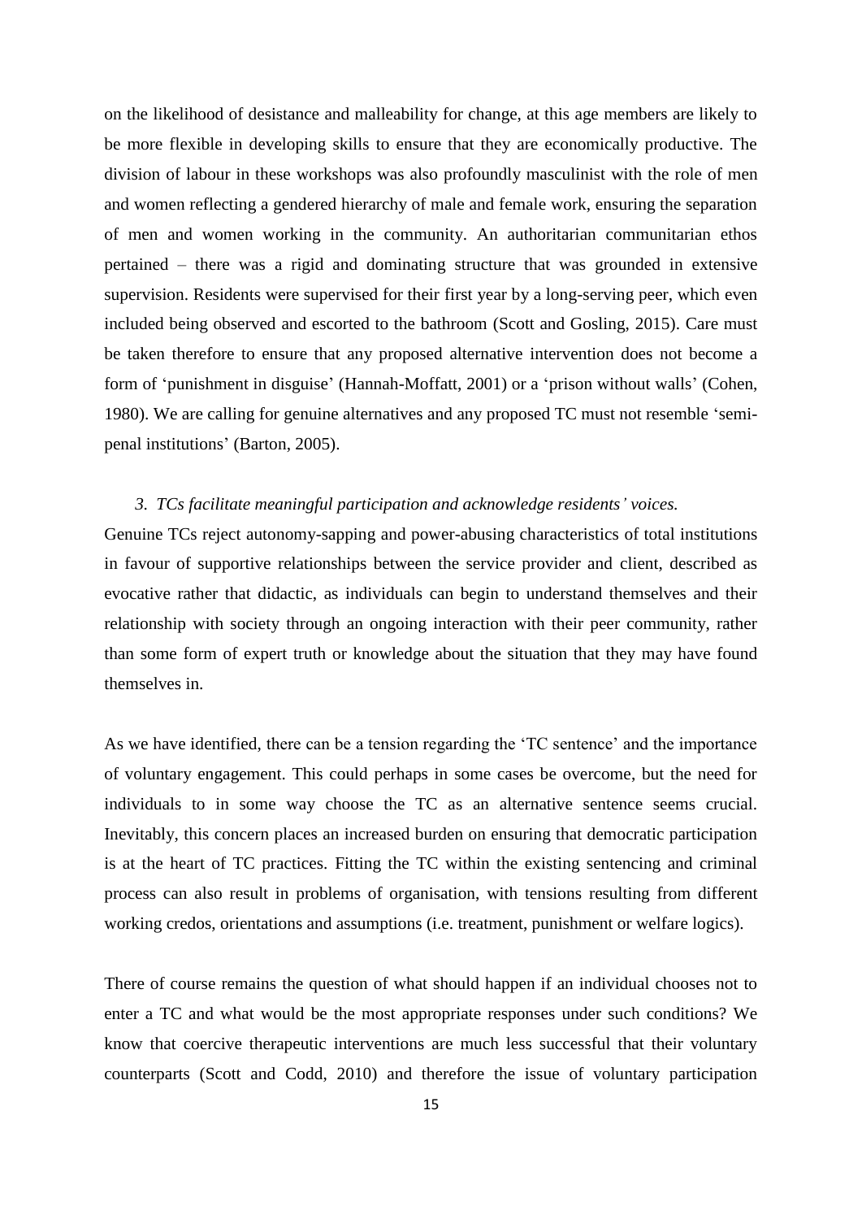on the likelihood of desistance and malleability for change, at this age members are likely to be more flexible in developing skills to ensure that they are economically productive. The division of labour in these workshops was also profoundly masculinist with the role of men and women reflecting a gendered hierarchy of male and female work, ensuring the separation of men and women working in the community. An authoritarian communitarian ethos pertained – there was a rigid and dominating structure that was grounded in extensive supervision. Residents were supervised for their first year by a long-serving peer, which even included being observed and escorted to the bathroom (Scott and Gosling, 2015). Care must be taken therefore to ensure that any proposed alternative intervention does not become a form of 'punishment in disguise' (Hannah-Moffatt, 2001) or a 'prison without walls' (Cohen, 1980). We are calling for genuine alternatives and any proposed TC must not resemble 'semi-penal institutions' (Barton, 2005).

*3. TCs facilitate meaningful participation and acknowledge residents' voices.*

Genuine TCs reject autonomy-sapping and power-abusing characteristics of total institutions in favour of supportive relationships between the service provider and client, described as evocative rather that didactic, as individuals can begin to understand themselves and their relationship with society through an ongoing interaction with their peer community, rather than some form of expert truth or knowledge about the situation that they may have found themselves in.

As we have identified, there can be a tension regarding the 'TC sentence' and the importance of voluntary engagement. This could perhaps in some cases be overcome, but the need for individuals to in some way choose the TC as an alternative sentence seems crucial. Inevitably, this concern places an increased burden on ensuring that democratic participation is at the heart of TC practices. Fitting the TC within the existing sentencing and criminal process can also result in problems of organisation, with tensions resulting from different working credos, orientations and assumptions (i.e. treatment, punishment or welfare logics).

There of course remains the question of what should happen if an individual chooses not to enter a TC and what would be the most appropriate responses under such conditions? We know that coercive therapeutic interventions are much less successful that their voluntary counterparts (Scott and Codd, 2010) and therefore the issue of voluntary participation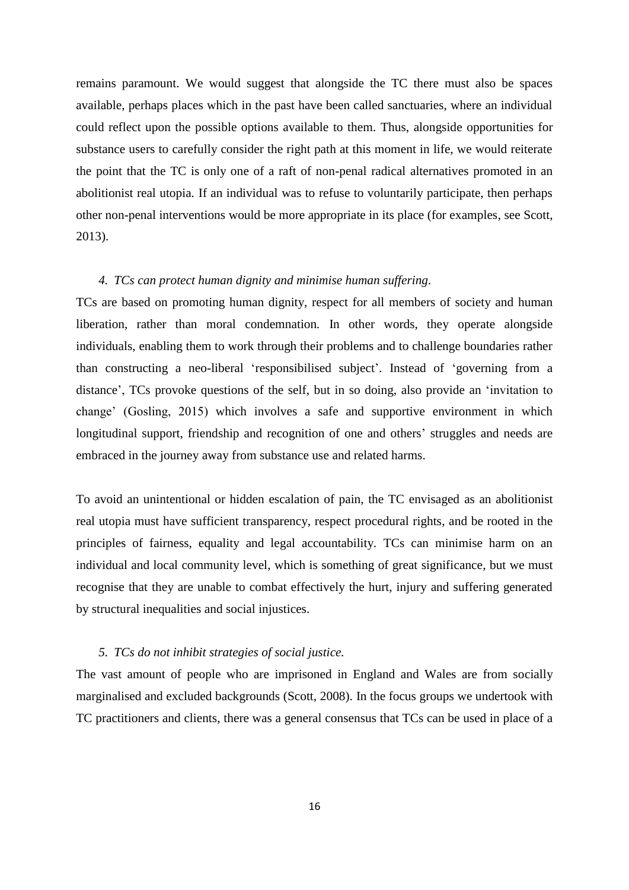remains paramount. We would suggest that alongside the TC there must also be spaces available, perhaps places which in the past have been called sanctuaries, where an individual could reflect upon the possible options available to them. Thus, alongside opportunities for substance users to carefully consider the right path at this moment in life, we would reiterate the point that the TC is only one of a raft of non-penal radical alternatives promoted in an abolitionist real utopia. If an individual was to refuse to voluntarily participate, then perhaps other non-penal interventions would be more appropriate in its place (for examples, see Scott, 2013).

*4. TCs can protect human dignity and minimise human suffering.*

TCs are based on promoting human dignity, respect for all members of society and human liberation, rather than moral condemnation. In other words, they operate alongside individuals, enabling them to work through their problems and to challenge boundaries rather than constructing a neo-liberal 'responsibilised subject'. Instead of 'governing from a distance', TCs provoke questions of the self, but in so doing, also provide an 'invitation to change' (Gosling, 2015) which involves a safe and supportive environment in which longitudinal support, friendship and recognition of one and others' struggles and needs are embraced in the journey away from substance use and related harms.

To avoid an unintentional or hidden escalation of pain, the TC envisaged as an abolitionist real utopia must have sufficient transparency, respect procedural rights, and be rooted in the principles of fairness, equality and legal accountability. TCs can minimise harm on an individual and local community level, which is something of great significance, but we must recognise that they are unable to combat effectively the hurt, injury and suffering generated by structural inequalities and social injustices.

*5. TCs do not inhibit strategies of social justice.*

The vast amount of people who are imprisoned in England and Wales are from socially marginalised and excluded backgrounds (Scott, 2008). In the focus groups we undertook with TC practitioners and clients, there was a general consensus that TCs can be used in place of a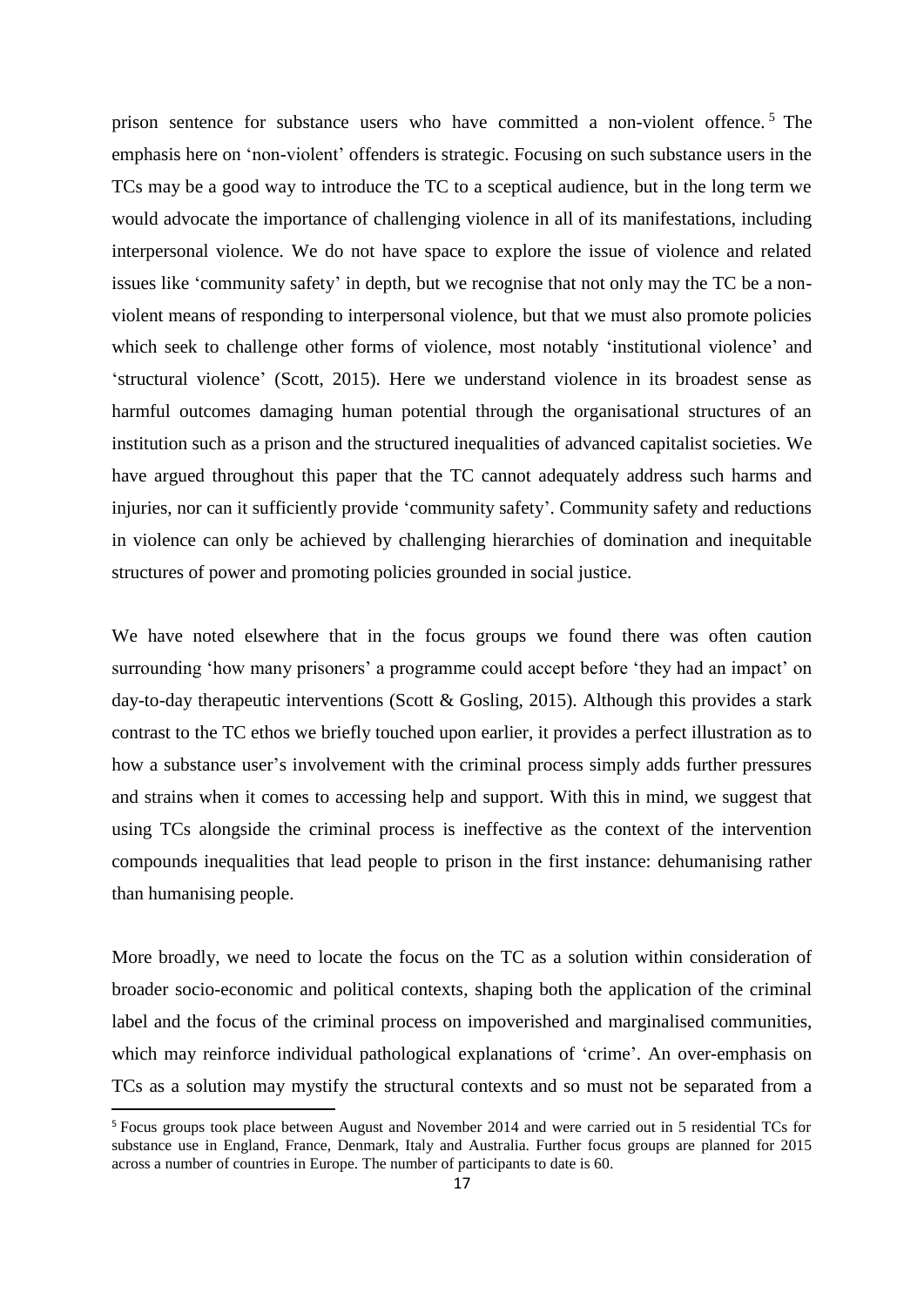prison sentence for substance users who have committed a non-violent offence.[5] The emphasis here on 'non-violent' offenders is strategic. Focusing on such substance users in the TCs may be a good way to introduce the TC to a sceptical audience, but in the long term we would advocate the importance of challenging violence in all of its manifestations, including interpersonal violence. We do not have space to explore the issue of violence and related issues like 'community safety' in depth, but we recognise that not only may the TC be a non-violent means of responding to interpersonal violence, but that we must also promote policies which seek to challenge other forms of violence, most notably 'institutional violence' and 'structural violence' (Scott, 2015). Here we understand violence in its broadest sense as harmful outcomes damaging human potential through the organisational structures of an institution such as a prison and the structured inequalities of advanced capitalist societies. We have argued throughout this paper that the TC cannot adequately address such harms and injuries, nor can it sufficiently provide 'community safety'. Community safety and reductions in violence can only be achieved by challenging hierarchies of domination and inequitable structures of power and promoting policies grounded in social justice.

We have noted elsewhere that in the focus groups we found there was often caution surrounding 'how many prisoners' a programme could accept before 'they had an impact' on day-to-day therapeutic interventions (Scott & Gosling, 2015). Although this provides a stark contrast to the TC ethos we briefly touched upon earlier, it provides a perfect illustration as to how a substance user's involvement with the criminal process simply adds further pressures and strains when it comes to accessing help and support. With this in mind, we suggest that using TCs alongside the criminal process is ineffective as the context of the intervention compounds inequalities that lead people to prison in the first instance: dehumanising rather than humanising people.

More broadly, we need to locate the focus on the TC as a solution within consideration of broader socio-economic and political contexts, shaping both the application of the criminal label and the focus of the criminal process on impoverished and marginalised communities, which may reinforce individual pathological explanations of 'crime'. An over-emphasis on TCs as a solution may mystify the structural contexts and so must not be separated from a

[5] Focus groups took place between August and November 2014 and were carried out in 5 residential TCs for substance use in England, France, Denmark, Italy and Australia. Further focus groups are planned for 2015 across a number of countries in Europe. The number of participants to date is 60.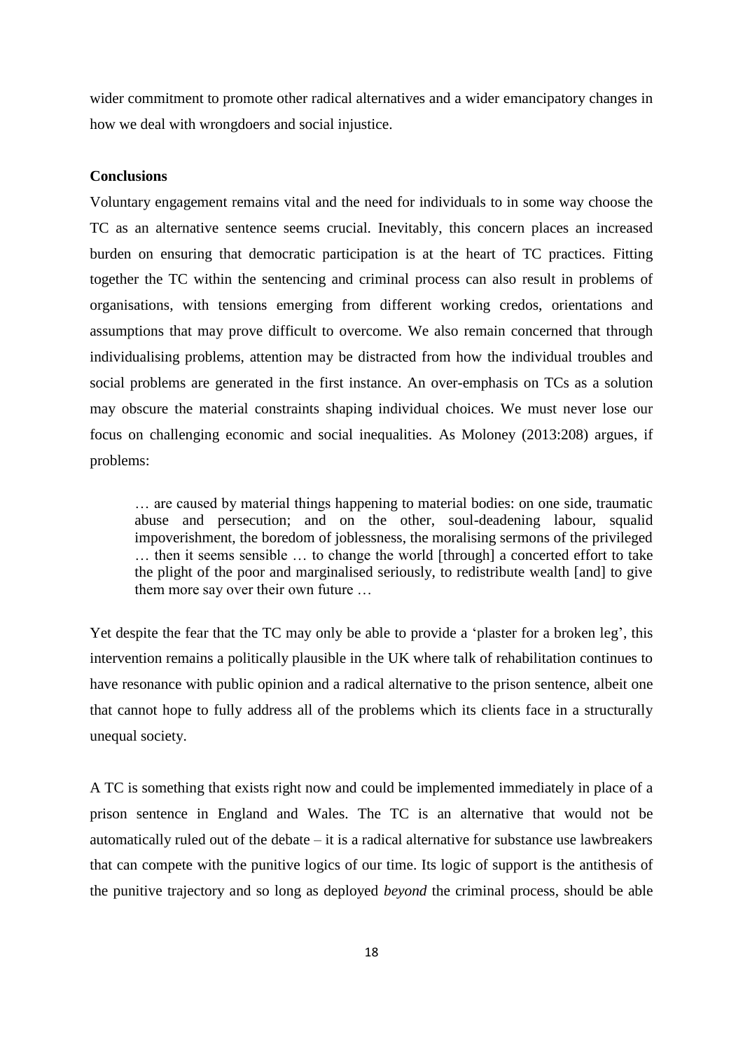wider commitment to promote other radical alternatives and a wider emancipatory changes in how we deal with wrongdoers and social injustice.

**Conclusions**

Voluntary engagement remains vital and the need for individuals to in some way choose the TC as an alternative sentence seems crucial. Inevitably, this concern places an increased burden on ensuring that democratic participation is at the heart of TC practices. Fitting together the TC within the sentencing and criminal process can also result in problems of organisations, with tensions emerging from different working credos, orientations and assumptions that may prove difficult to overcome. We also remain concerned that through individualising problems, attention may be distracted from how the individual troubles and social problems are generated in the first instance. An over-emphasis on TCs as a solution may obscure the material constraints shaping individual choices. We must never lose our focus on challenging economic and social inequalities. As Moloney (2013:208) argues, if problems:

> … are caused by material things happening to material bodies: on one side, traumatic abuse and persecution; and on the other, soul-deadening labour, squalid impoverishment, the boredom of joblessness, the moralising sermons of the privileged … then it seems sensible … to change the world [through] a concerted effort to take the plight of the poor and marginalised seriously, to redistribute wealth [and] to give them more say over their own future …

Yet despite the fear that the TC may only be able to provide a 'plaster for a broken leg', this intervention remains a politically plausible in the UK where talk of rehabilitation continues to have resonance with public opinion and a radical alternative to the prison sentence, albeit one that cannot hope to fully address all of the problems which its clients face in a structurally unequal society.

A TC is something that exists right now and could be implemented immediately in place of a prison sentence in England and Wales. The TC is an alternative that would not be automatically ruled out of the debate – it is a radical alternative for substance use lawbreakers that can compete with the punitive logics of our time. Its logic of support is the antithesis of the punitive trajectory and so long as deployed *beyond* the criminal process, should be able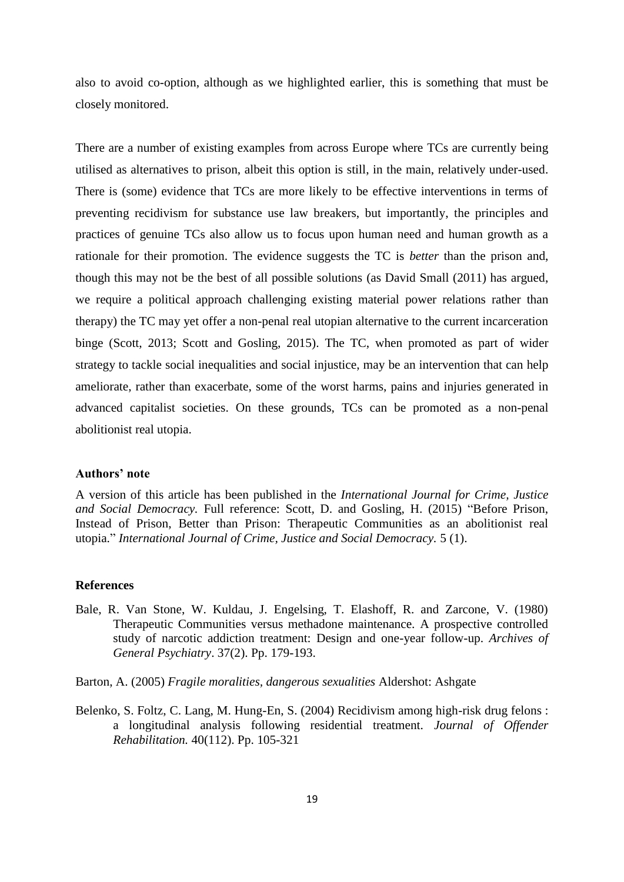also to avoid co-option, although as we highlighted earlier, this is something that must be closely monitored.

There are a number of existing examples from across Europe where TCs are currently being utilised as alternatives to prison, albeit this option is still, in the main, relatively under-used. There is (some) evidence that TCs are more likely to be effective interventions in terms of preventing recidivism for substance use law breakers, but importantly, the principles and practices of genuine TCs also allow us to focus upon human need and human growth as a rationale for their promotion. The evidence suggests the TC is *better* than the prison and, though this may not be the best of all possible solutions (as David Small (2011) has argued, we require a political approach challenging existing material power relations rather than therapy) the TC may yet offer a non-penal real utopian alternative to the current incarceration binge (Scott, 2013; Scott and Gosling, 2015). The TC, when promoted as part of wider strategy to tackle social inequalities and social injustice, may be an intervention that can help ameliorate, rather than exacerbate, some of the worst harms, pains and injuries generated in advanced capitalist societies. On these grounds, TCs can be promoted as a non-penal abolitionist real utopia.

#### Authors' note

A version of this article has been published in the *International Journal for Crime, Justice and Social Democracy.* Full reference: Scott, D. and Gosling, H. (2015) "Before Prison, Instead of Prison, Better than Prison: Therapeutic Communities as an abolitionist real utopia." *International Journal of Crime, Justice and Social Democracy.* 5 (1).

#### References

Bale, R. Van Stone, W. Kuldau, J. Engelsing, T. Elashoff, R. and Zarcone, V. (1980) Therapeutic Communities versus methadone maintenance. A prospective controlled study of narcotic addiction treatment: Design and one-year follow-up. *Archives of General Psychiatry*. 37(2). Pp. 179-193.

Barton, A. (2005) *Fragile moralities, dangerous sexualities* Aldershot: Ashgate

Belenko, S. Foltz, C. Lang, M. Hung-En, S. (2004) Recidivism among high-risk drug felons : a longitudinal analysis following residential treatment. *Journal of Offender Rehabilitation.* 40(112). Pp. 105-321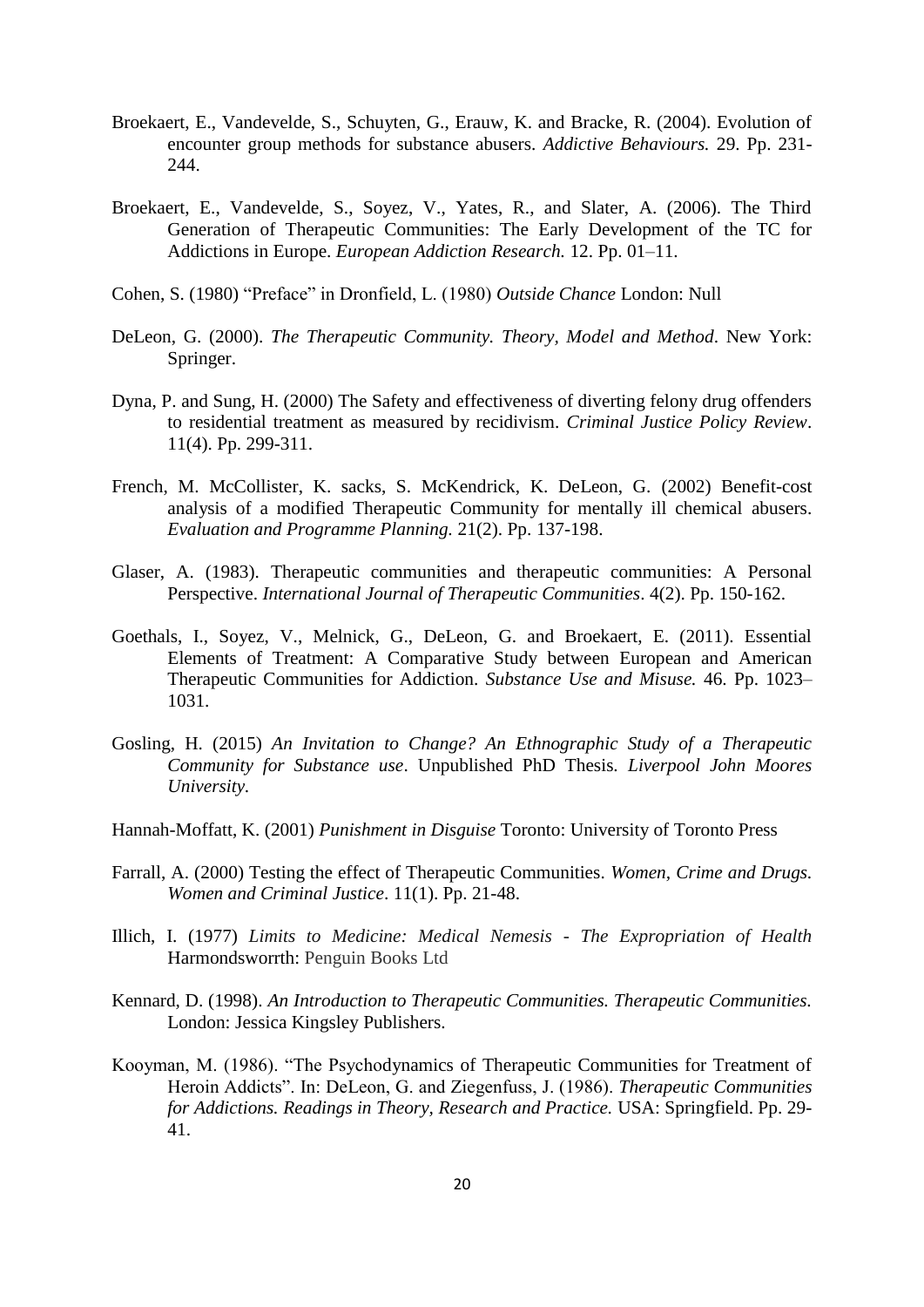Broekaert, E., Vandevelde, S., Schuyten, G., Erauw, K. and Bracke, R. (2004). Evolution of encounter group methods for substance abusers. *Addictive Behaviours.* 29. Pp. 231-244.

Broekaert, E., Vandevelde, S., Soyez, V., Yates, R., and Slater, A. (2006). The Third Generation of Therapeutic Communities: The Early Development of the TC for Addictions in Europe. *European Addiction Research.* 12. Pp. 01–11.

Cohen, S. (1980) "Preface" in Dronfield, L. (1980) *Outside Chance* London: Null

DeLeon, G. (2000). *The Therapeutic Community. Theory, Model and Method*. New York: Springer.

Dyna, P. and Sung, H. (2000) The Safety and effectiveness of diverting felony drug offenders to residential treatment as measured by recidivism. *Criminal Justice Policy Review*. 11(4). Pp. 299-311.

French, M. McCollister, K. sacks, S. McKendrick, K. DeLeon, G. (2002) Benefit-cost analysis of a modified Therapeutic Community for mentally ill chemical abusers. *Evaluation and Programme Planning.* 21(2). Pp. 137-198.

Glaser, A. (1983). Therapeutic communities and therapeutic communities: A Personal Perspective. *International Journal of Therapeutic Communities*. 4(2). Pp. 150-162.

Goethals, I., Soyez, V., Melnick, G., DeLeon, G. and Broekaert, E. (2011). Essential Elements of Treatment: A Comparative Study between European and American Therapeutic Communities for Addiction. *Substance Use and Misuse.* 46. Pp. 1023–1031.

Gosling, H. (2015) *An Invitation to Change? An Ethnographic Study of a Therapeutic Community for Substance use*. Unpublished PhD Thesis. *Liverpool John Moores University.*

Hannah-Moffatt, K. (2001) *Punishment in Disguise* Toronto: University of Toronto Press

Farrall, A. (2000) Testing the effect of Therapeutic Communities. *Women, Crime and Drugs. Women and Criminal Justice*. 11(1). Pp. 21-48.

Illich, I. (1977) *Limits to Medicine: Medical Nemesis - The Expropriation of Health* Harmondsworrth: Penguin Books Ltd

Kennard, D. (1998). *An Introduction to Therapeutic Communities. Therapeutic Communities.* London: Jessica Kingsley Publishers.

Kooyman, M. (1986). "The Psychodynamics of Therapeutic Communities for Treatment of Heroin Addicts". In: DeLeon, G. and Ziegenfuss, J. (1986). *Therapeutic Communities for Addictions. Readings in Theory, Research and Practice.* USA: Springfield. Pp. 29-41.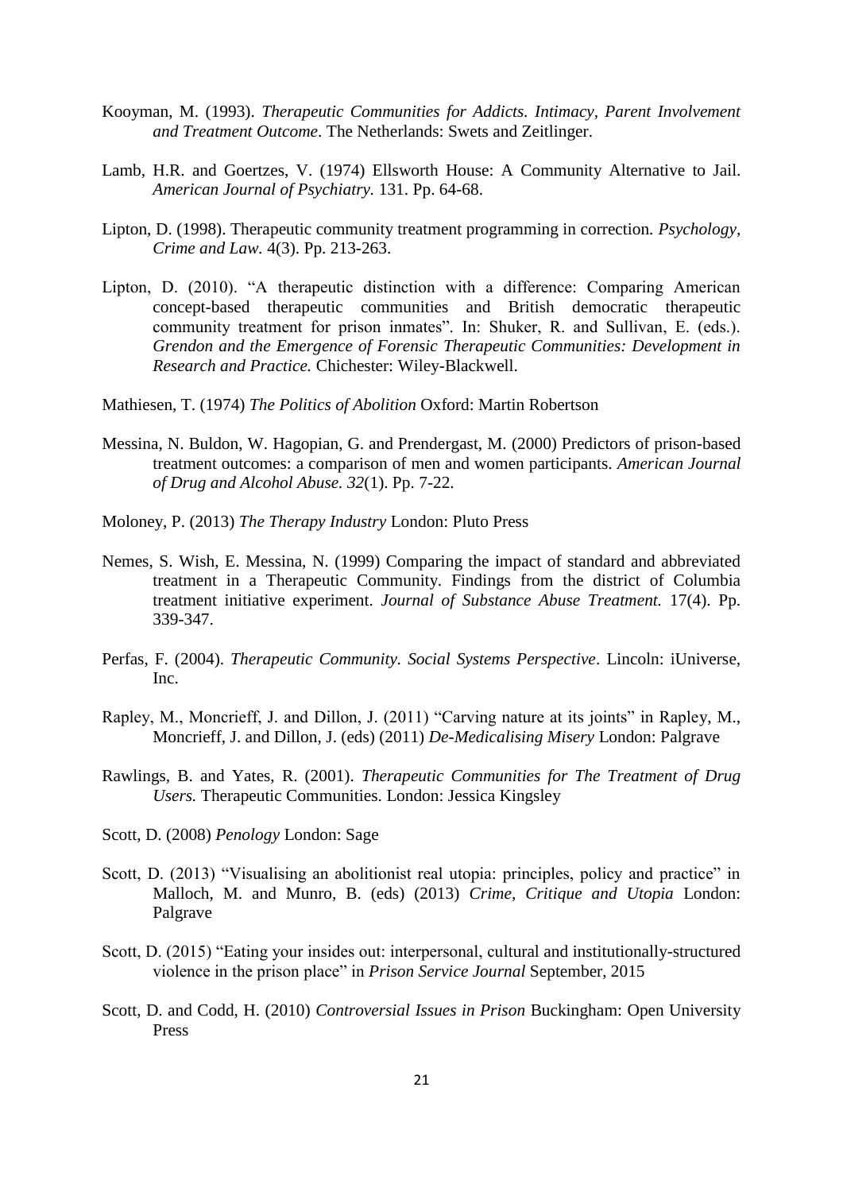Kooyman, M. (1993). *Therapeutic Communities for Addicts. Intimacy, Parent Involvement and Treatment Outcome*. The Netherlands: Swets and Zeitlinger.

Lamb, H.R. and Goertzes, V. (1974) Ellsworth House: A Community Alternative to Jail. *American Journal of Psychiatry.* 131. Pp. 64-68.

Lipton, D. (1998). Therapeutic community treatment programming in correction. *Psychology, Crime and Law.* 4(3). Pp. 213-263.

Lipton, D. (2010). "A therapeutic distinction with a difference: Comparing American concept-based therapeutic communities and British democratic therapeutic community treatment for prison inmates". In: Shuker, R. and Sullivan, E. (eds.). *Grendon and the Emergence of Forensic Therapeutic Communities: Development in Research and Practice.* Chichester: Wiley-Blackwell.

Mathiesen, T. (1974) *The Politics of Abolition* Oxford: Martin Robertson

Messina, N. Buldon, W. Hagopian, G. and Prendergast, M. (2000) Predictors of prison-based treatment outcomes: a comparison of men and women participants. *American Journal of Drug and Alcohol Abuse. 32*(1). Pp. 7-22.

Moloney, P. (2013) *The Therapy Industry* London: Pluto Press

Nemes, S. Wish, E. Messina, N. (1999) Comparing the impact of standard and abbreviated treatment in a Therapeutic Community. Findings from the district of Columbia treatment initiative experiment. *Journal of Substance Abuse Treatment.* 17(4). Pp. 339-347.

Perfas, F. (2004). *Therapeutic Community. Social Systems Perspective*. Lincoln: iUniverse, Inc.

Rapley, M., Moncrieff, J. and Dillon, J. (2011) "Carving nature at its joints" in Rapley, M., Moncrieff, J. and Dillon, J. (eds) (2011) *De-Medicalising Misery* London: Palgrave

Rawlings, B. and Yates, R. (2001). *Therapeutic Communities for The Treatment of Drug Users.* Therapeutic Communities. London: Jessica Kingsley

Scott, D. (2008) *Penology* London: Sage

Scott, D. (2013) "Visualising an abolitionist real utopia: principles, policy and practice" in Malloch, M. and Munro, B. (eds) (2013) *Crime, Critique and Utopia* London: Palgrave

Scott, D. (2015) "Eating your insides out: interpersonal, cultural and institutionally-structured violence in the prison place" in *Prison Service Journal* September, 2015

Scott, D. and Codd, H. (2010) *Controversial Issues in Prison* Buckingham: Open University Press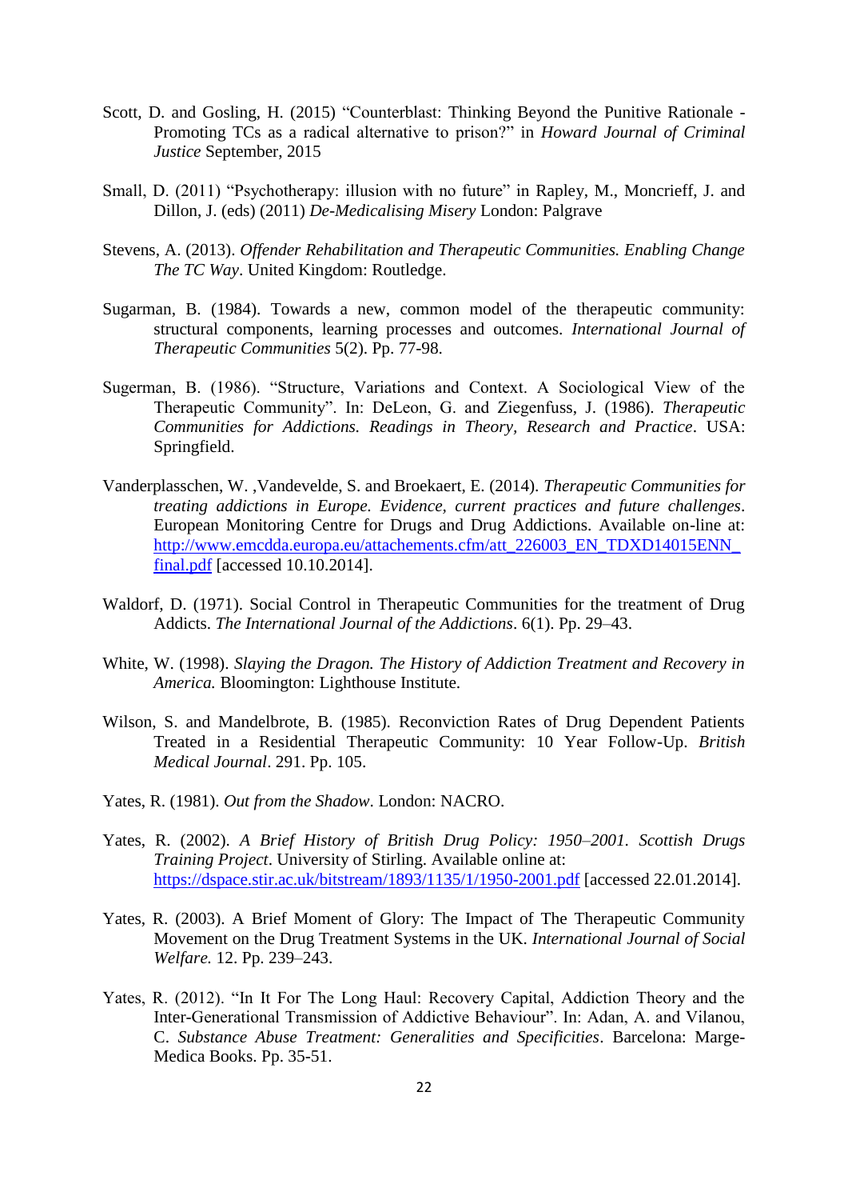Scott, D. and Gosling, H. (2015) "Counterblast: Thinking Beyond the Punitive Rationale - Promoting TCs as a radical alternative to prison?" in *Howard Journal of Criminal Justice* September, 2015

Small, D. (2011) "Psychotherapy: illusion with no future" in Rapley, M., Moncrieff, J. and Dillon, J. (eds) (2011) *De-Medicalising Misery* London: Palgrave

Stevens, A. (2013). *Offender Rehabilitation and Therapeutic Communities. Enabling Change The TC Way*. United Kingdom: Routledge.

Sugarman, B. (1984). Towards a new, common model of the therapeutic community: structural components, learning processes and outcomes. *International Journal of Therapeutic Communities* 5(2). Pp. 77-98.

Sugerman, B. (1986). "Structure, Variations and Context. A Sociological View of the Therapeutic Community". In: DeLeon, G. and Ziegenfuss, J. (1986). *Therapeutic Communities for Addictions. Readings in Theory, Research and Practice*. USA: Springfield.

Vanderplasschen, W. ,Vandevelde, S. and Broekaert, E. (2014). *Therapeutic Communities for treating addictions in Europe. Evidence, current practices and future challenges*. European Monitoring Centre for Drugs and Drug Addictions. Available on-line at: http://www.emcdda.europa.eu/attachements.cfm/att_226003_EN_TDXD14015ENN_final.pdf [accessed 10.10.2014].

Waldorf, D. (1971). Social Control in Therapeutic Communities for the treatment of Drug Addicts. *The International Journal of the Addictions*. 6(1). Pp. 29–43.

White, W. (1998). *Slaying the Dragon. The History of Addiction Treatment and Recovery in America.* Bloomington: Lighthouse Institute.

Wilson, S. and Mandelbrote, B. (1985). Reconviction Rates of Drug Dependent Patients Treated in a Residential Therapeutic Community: 10 Year Follow-Up. *British Medical Journal*. 291. Pp. 105.

Yates, R. (1981). *Out from the Shadow*. London: NACRO.

Yates, R. (2002). *A Brief History of British Drug Policy: 1950–2001. Scottish Drugs Training Project*. University of Stirling. Available online at: https://dspace.stir.ac.uk/bitstream/1893/1135/1/1950-2001.pdf [accessed 22.01.2014].

Yates, R. (2003). A Brief Moment of Glory: The Impact of The Therapeutic Community Movement on the Drug Treatment Systems in the UK. *International Journal of Social Welfare.* 12. Pp. 239–243.

Yates, R. (2012). "In It For The Long Haul: Recovery Capital, Addiction Theory and the Inter-Generational Transmission of Addictive Behaviour". In: Adan, A. and Vilanou, C. *Substance Abuse Treatment: Generalities and Specificities*. Barcelona: Marge-Medica Books. Pp. 35-51.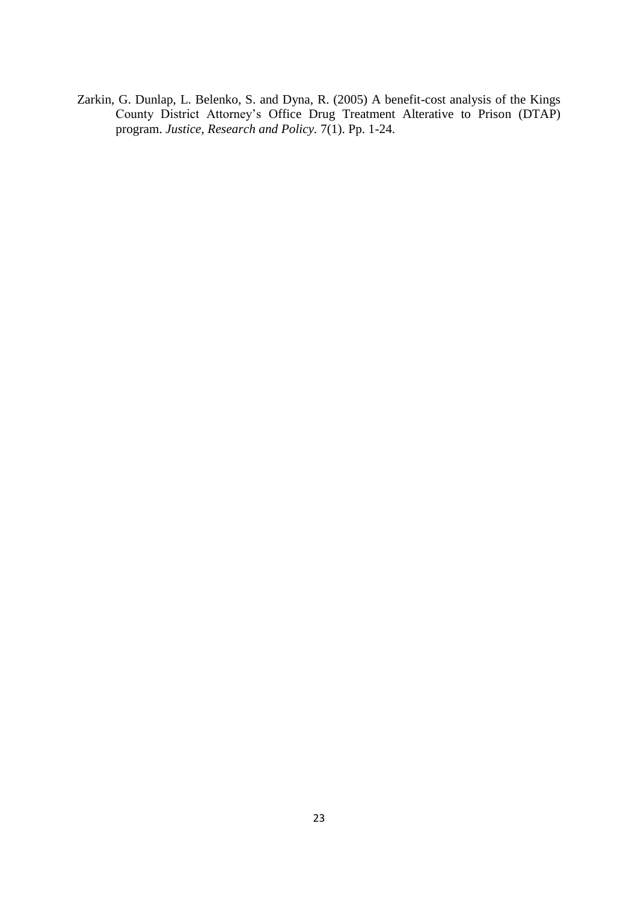Zarkin, G. Dunlap, L. Belenko, S. and Dyna, R. (2005) A benefit-cost analysis of the Kings County District Attorney's Office Drug Treatment Alterative to Prison (DTAP) program. *Justice, Research and Policy.* 7(1). Pp. 1-24.